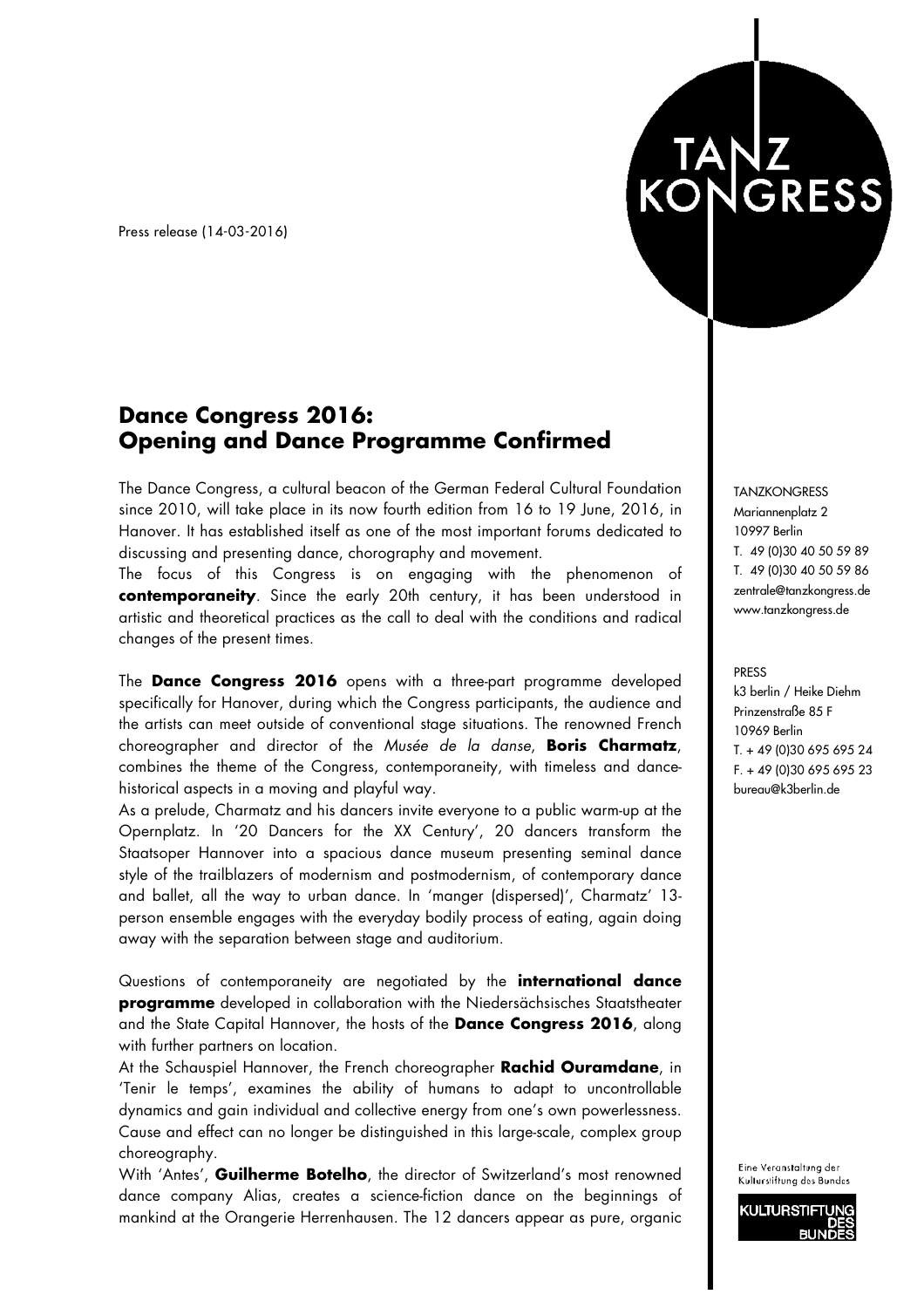Press release (14-03-2016)

TANZ KONGRESS

# Dance Congress 2016: Opening and Dance Programme Confirmed

The Dance Congress, a cultural beacon of the German Federal Cultural Foundation since 2010, will take place in its now fourth edition from 16 to 19 June, 2016, in Hanover. It has established itself as one of the most important forums dedicated to discussing and presenting dance, chorography and movement.
The focus of this Congress is on engaging with the phenomenon of **contemporaneity**. Since the early 20th century, it has been understood in artistic and theoretical practices as the call to deal with the conditions and radical changes of the present times.

The **Dance Congress 2016** opens with a three-part programme developed specifically for Hanover, during which the Congress participants, the audience and the artists can meet outside of conventional stage situations. The renowned French choreographer and director of the *Musée de la danse*, **Boris Charmatz**, combines the theme of the Congress, contemporaneity, with timeless and dance-historical aspects in a moving and playful way.
As a prelude, Charmatz and his dancers invite everyone to a public warm-up at the Opernplatz. In '20 Dancers for the XX Century', 20 dancers transform the Staatsoper Hannover into a spacious dance museum presenting seminal dance style of the trailblazers of modernism and postmodernism, of contemporary dance and ballet, all the way to urban dance. In 'manger (dispersed)', Charmatz' 13-person ensemble engages with the everyday bodily process of eating, again doing away with the separation between stage and auditorium.

Questions of contemporaneity are negotiated by the **international dance programme** developed in collaboration with the Niedersächsisches Staatstheater and the State Capital Hannover, the hosts of the **Dance Congress 2016**, along with further partners on location.
At the Schauspiel Hannover, the French choreographer **Rachid Ouramdane**, in 'Tenir le temps', examines the ability of humans to adapt to uncontrollable dynamics and gain individual and collective energy from one's own powerlessness. Cause and effect can no longer be distinguished in this large-scale, complex group choreography.
With 'Antes', **Guilherme Botelho**, the director of Switzerland's most renowned dance company Alias, creates a science-fiction dance on the beginnings of mankind at the Orangerie Herrenhausen. The 12 dancers appear as pure, organic

TANZKONGRESS
Mariannenplatz 2
10997 Berlin
T. 49 (0)30 40 50 59 89
T. 49 (0)30 40 50 59 86
zentrale@tanzkongress.de
www.tanzkongress.de

PRESS
k3 berlin / Heike Diehm
Prinzenstraße 85 F
10969 Berlin
T. + 49 (0)30 695 695 24
F. + 49 (0)30 695 695 23
bureau@k3berlin.de

Eine Veranstaltung der Kulturstiftung des Bundes

KULTURSTIFTUNG DES BUNDES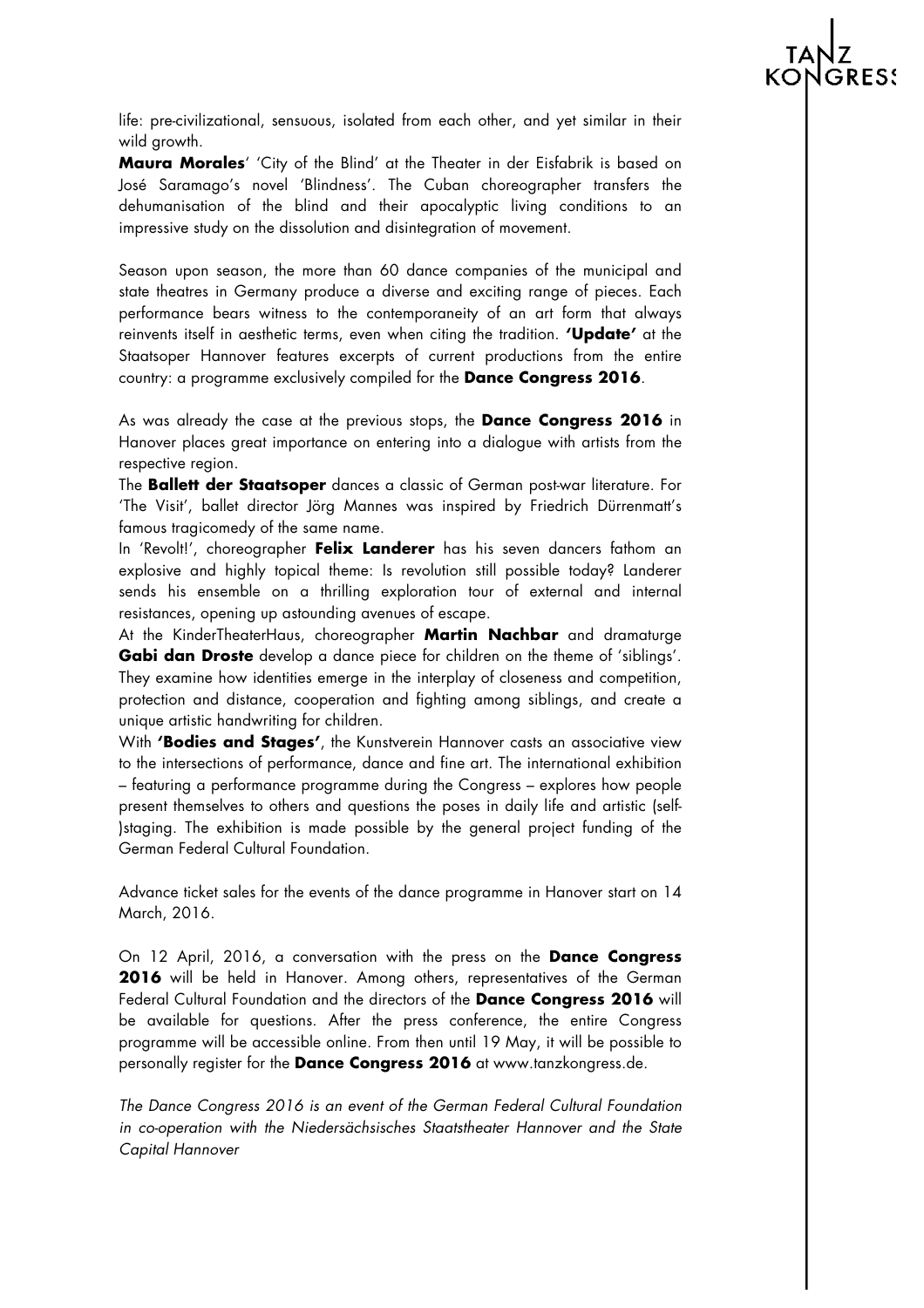life: pre-civilizational, sensuous, isolated from each other, and yet similar in their wild growth.

**Maura Morales**' 'City of the Blind' at the Theater in der Eisfabrik is based on José Saramago's novel 'Blindness'. The Cuban choreographer transfers the dehumanisation of the blind and their apocalyptic living conditions to an impressive study on the dissolution and disintegration of movement.

Season upon season, the more than 60 dance companies of the municipal and state theatres in Germany produce a diverse and exciting range of pieces. Each performance bears witness to the contemporaneity of an art form that always reinvents itself in aesthetic terms, even when citing the tradition. **'Update'** at the Staatsoper Hannover features excerpts of current productions from the entire country: a programme exclusively compiled for the **Dance Congress 2016**.

As was already the case at the previous stops, the **Dance Congress 2016** in Hanover places great importance on entering into a dialogue with artists from the respective region.

The **Ballett der Staatsoper** dances a classic of German post-war literature. For 'The Visit', ballet director Jörg Mannes was inspired by Friedrich Dürrenmatt's famous tragicomedy of the same name.

In 'Revolt!', choreographer **Felix Landerer** has his seven dancers fathom an explosive and highly topical theme: Is revolution still possible today? Landerer sends his ensemble on a thrilling exploration tour of external and internal resistances, opening up astounding avenues of escape.

At the KinderTheaterHaus, choreographer **Martin Nachbar** and dramaturge **Gabi dan Droste** develop a dance piece for children on the theme of 'siblings'. They examine how identities emerge in the interplay of closeness and competition, protection and distance, cooperation and fighting among siblings, and create a unique artistic handwriting for children.

With **'Bodies and Stages'**, the Kunstverein Hannover casts an associative view to the intersections of performance, dance and fine art. The international exhibition – featuring a performance programme during the Congress – explores how people present themselves to others and questions the poses in daily life and artistic (self-)staging. The exhibition is made possible by the general project funding of the German Federal Cultural Foundation.

Advance ticket sales for the events of the dance programme in Hanover start on 14 March, 2016.

On 12 April, 2016, a conversation with the press on the **Dance Congress 2016** will be held in Hanover. Among others, representatives of the German Federal Cultural Foundation and the directors of the **Dance Congress 2016** will be available for questions. After the press conference, the entire Congress programme will be accessible online. From then until 19 May, it will be possible to personally register for the **Dance Congress 2016** at www.tanzkongress.de.

*The Dance Congress 2016 is an event of the German Federal Cultural Foundation in co-operation with the Niedersächsisches Staatstheater Hannover and the State Capital Hannover*